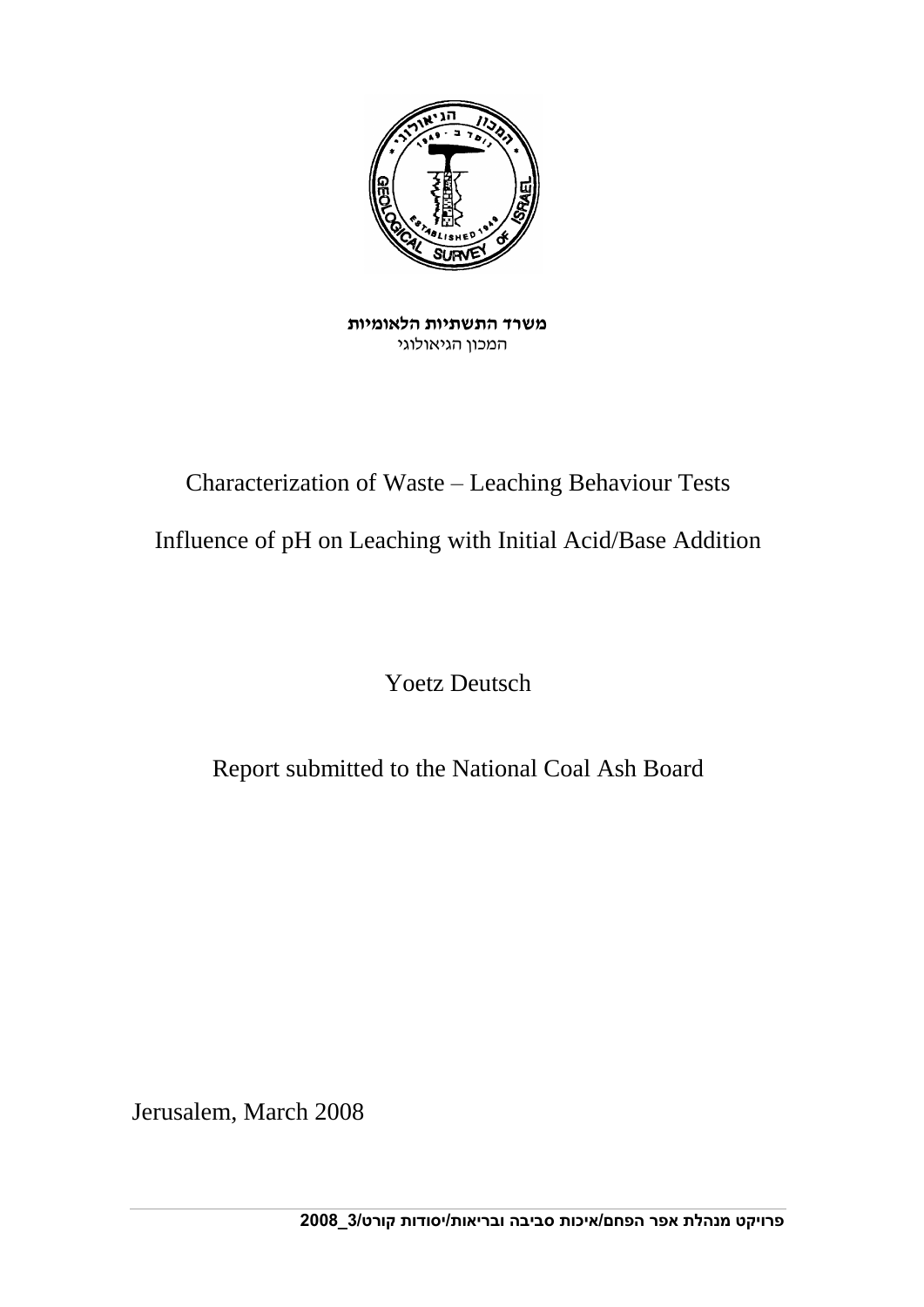**משרד התשתיות הלאומיות**
המכון הגיאולוגי

# Characterization of Waste – Leaching Behaviour Tests

# Influence of pH on Leaching with Initial Acid/Base Addition

Yoetz Deutsch

Report submitted to the National Coal Ash Board

Jerusalem, March 2008

**פרויקט מנהלת אפר הפחם/איכות סביבה ובריאות/יסודות קורט/2008_3**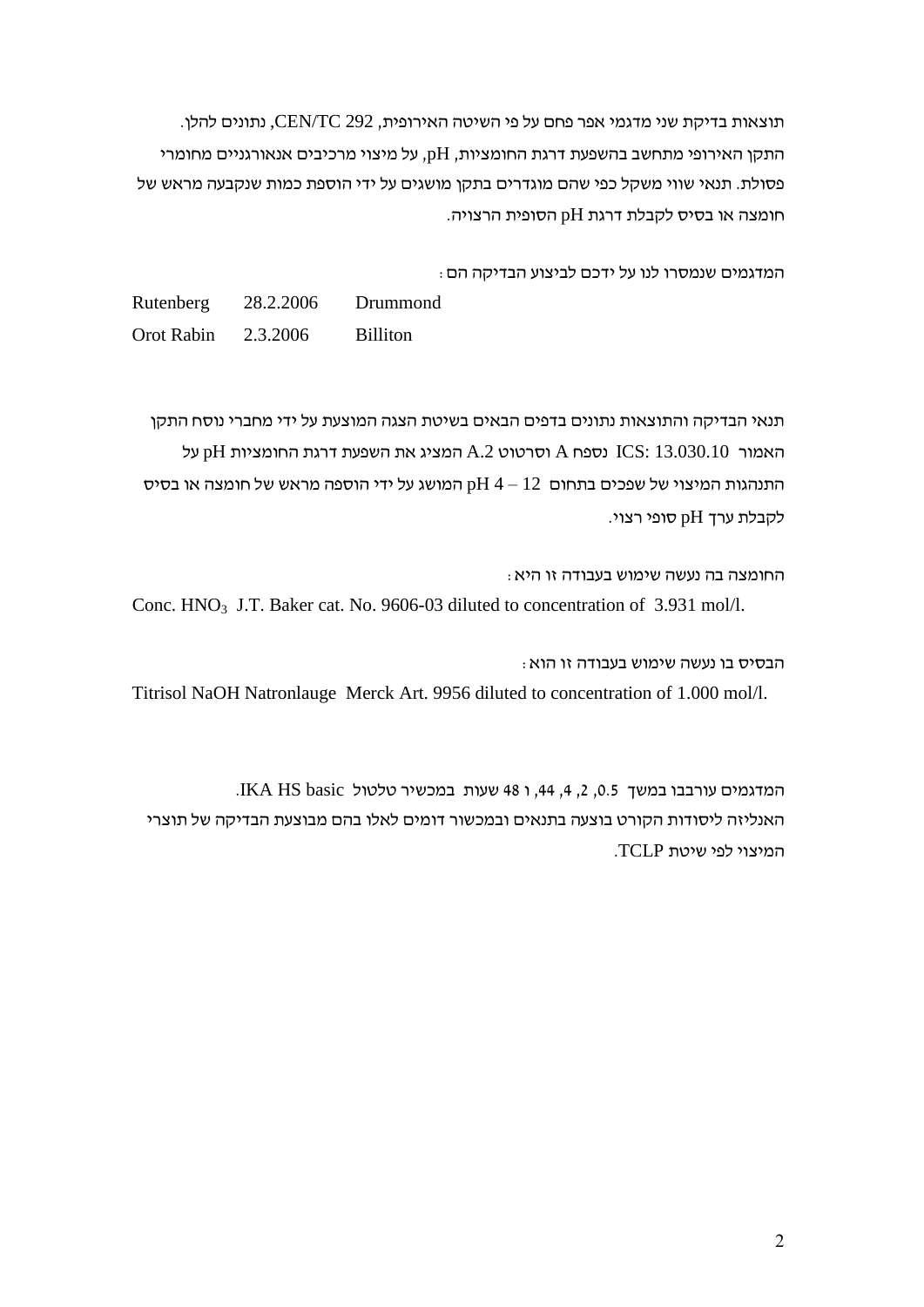תוצאות בדיקת שני מדגמי אפר פחם על פי השיטה האירופית, CEN/TC 292, נתונים להלן. התקן האירופי מתחשב בהשפעת דרגת החומציות, pH, על מיצוי מרכיבים אנאורגניים מחומרי פסולת. תנאי שווי משקל כפי שהם מוגדרים בתקן מושגים על ידי הוספת כמות שנקבעה מראש של חומצה או בסיס לקבלת דרגת pH הסופית הרצויה.

המדגמים שנמסרו לנו על ידכם לביצוע הבדיקה הם:

| | | |
|---|---|---|
| Rutenberg | 28.2.2006 | Drummond |
| Orot Rabin | 2.3.2006 | Billiton |

תנאי הבדיקה והתוצאות נתונים בדפים הבאים בשיטת הצגה המוצעת על ידי מחברי נוסח התקן האמור ICS: 13.030.10 נספח A וסרטוט A.2 המציג את השפעת דרגת החומציות pH על התנהגות המיצוי של שפכים בתחום pH 4 – 12 המושג על ידי הוספה מראש של חומצה או בסיס לקבלת ערך pH סופי רצוי.

החומצה בה נעשה שימוש בעבודה זו היא:

Conc. $HNO_3$ J.T. Baker cat. No. 9606-03 diluted to concentration of 3.931 mol/l.

הבסיס בו נעשה שימוש בעבודה זו הוא:

Titrisol NaOH Natronlauge Merck Art. 9956 diluted to concentration of 1.000 mol/l.

המדגמים עורבבו במשך 0.5, 2, 4, 44, ו 48 שעות במכשיר טלטול IKA HS basic.
האנליזה ליסודות הקורט בוצעה בתנאים ובמכשור דומים לאלו בהם מבוצעת הבדיקה של תוצרי המיצוי לפי שיטת TCLP.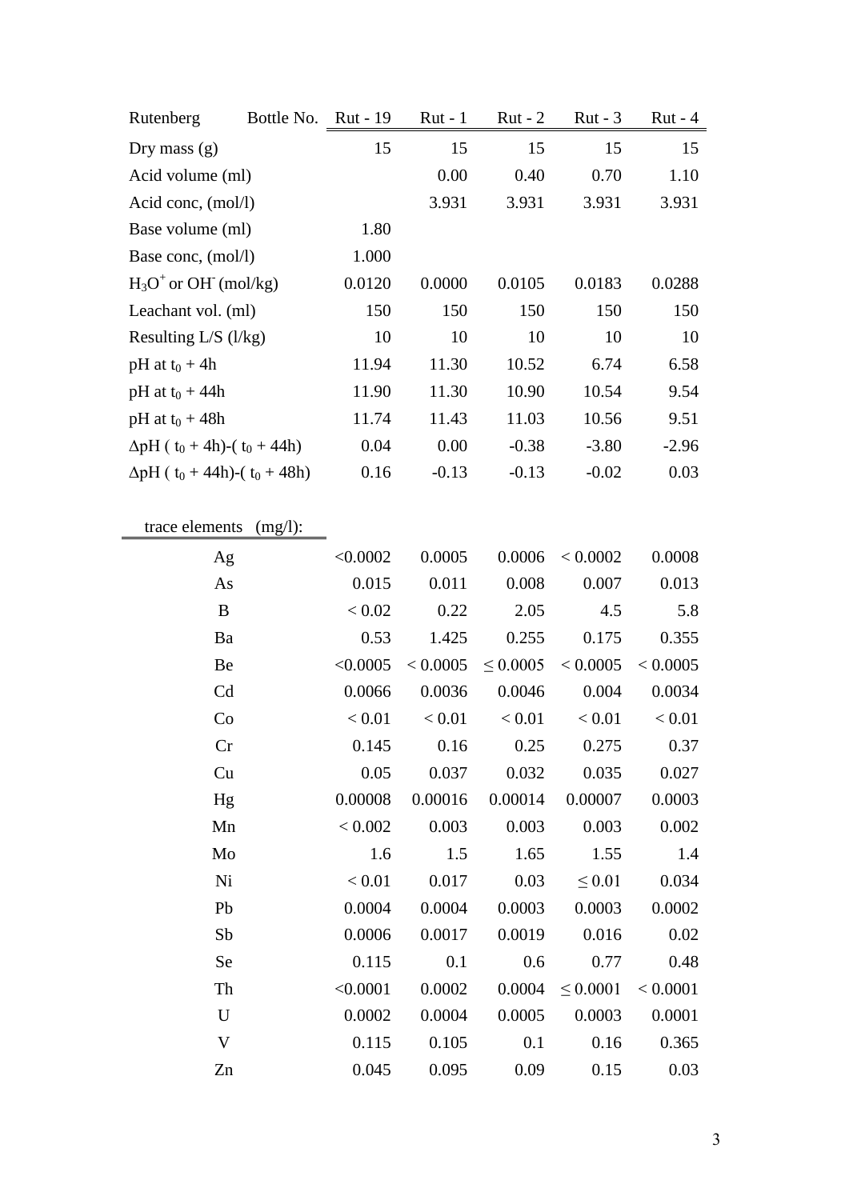| Rutenberg Bottle No. | Rut - 19 | Rut - 1 | Rut - 2 | Rut - 3 | Rut - 4 |
|---|---|---|---|---|---|
| Dry mass (g) | 15 | 15 | 15 | 15 | 15 |
| Acid volume (ml) | | 0.00 | 0.40 | 0.70 | 1.10 |
| Acid conc, (mol/l) | | 3.931 | 3.931 | 3.931 | 3.931 |
| Base volume (ml) | 1.80 | | | | |
| Base conc, (mol/l) | 1.000 | | | | |
| $H_3O^+$ or $OH^-$ (mol/kg) | 0.0120 | 0.0000 | 0.0105 | 0.0183 | 0.0288 |
| Leachant vol. (ml) | 150 | 150 | 150 | 150 | 150 |
| Resulting L/S (l/kg) | 10 | 10 | 10 | 10 | 10 |
| pH at $t_0$ + 4h | 11.94 | 11.30 | 10.52 | 6.74 | 6.58 |
| pH at $t_0$ + 44h | 11.90 | 11.30 | 10.90 | 10.54 | 9.54 |
| pH at $t_0$ + 48h | 11.74 | 11.43 | 11.03 | 10.56 | 9.51 |
| ΔpH ( $t_0$ + 4h)-( $t_0$ + 44h) | 0.04 | 0.00 | -0.38 | -3.80 | -2.96 |
| ΔpH ( $t_0$ + 44h)-( $t_0$ + 48h) | 0.16 | -0.13 | -0.13 | -0.02 | 0.03 |

| trace elements (mg/l): | | | | | |
|---|---|---|---|---|---|
| Ag | <0.0002 | 0.0005 | 0.0006 | < 0.0002 | 0.0008 |
| As | 0.015 | 0.011 | 0.008 | 0.007 | 0.013 |
| B | < 0.02 | 0.22 | 2.05 | 4.5 | 5.8 |
| Ba | 0.53 | 1.425 | 0.255 | 0.175 | 0.355 |
| Be | <0.0005 | < 0.0005 | ≤ 0.0005 | < 0.0005 | < 0.0005 |
| Cd | 0.0066 | 0.0036 | 0.0046 | 0.004 | 0.0034 |
| Co | < 0.01 | < 0.01 | < 0.01 | < 0.01 | < 0.01 |
| Cr | 0.145 | 0.16 | 0.25 | 0.275 | 0.37 |
| Cu | 0.05 | 0.037 | 0.032 | 0.035 | 0.027 |
| Hg | 0.00008 | 0.00016 | 0.00014 | 0.00007 | 0.0003 |
| Mn | < 0.002 | 0.003 | 0.003 | 0.003 | 0.002 |
| Mo | 1.6 | 1.5 | 1.65 | 1.55 | 1.4 |
| Ni | < 0.01 | 0.017 | 0.03 | ≤ 0.01 | 0.034 |
| Pb | 0.0004 | 0.0004 | 0.0003 | 0.0003 | 0.0002 |
| Sb | 0.0006 | 0.0017 | 0.0019 | 0.016 | 0.02 |
| Se | 0.115 | 0.1 | 0.6 | 0.77 | 0.48 |
| Th | <0.0001 | 0.0002 | 0.0004 | ≤ 0.0001 | < 0.0001 |
| U | 0.0002 | 0.0004 | 0.0005 | 0.0003 | 0.0001 |
| V | 0.115 | 0.105 | 0.1 | 0.16 | 0.365 |
| Zn | 0.045 | 0.095 | 0.09 | 0.15 | 0.03 |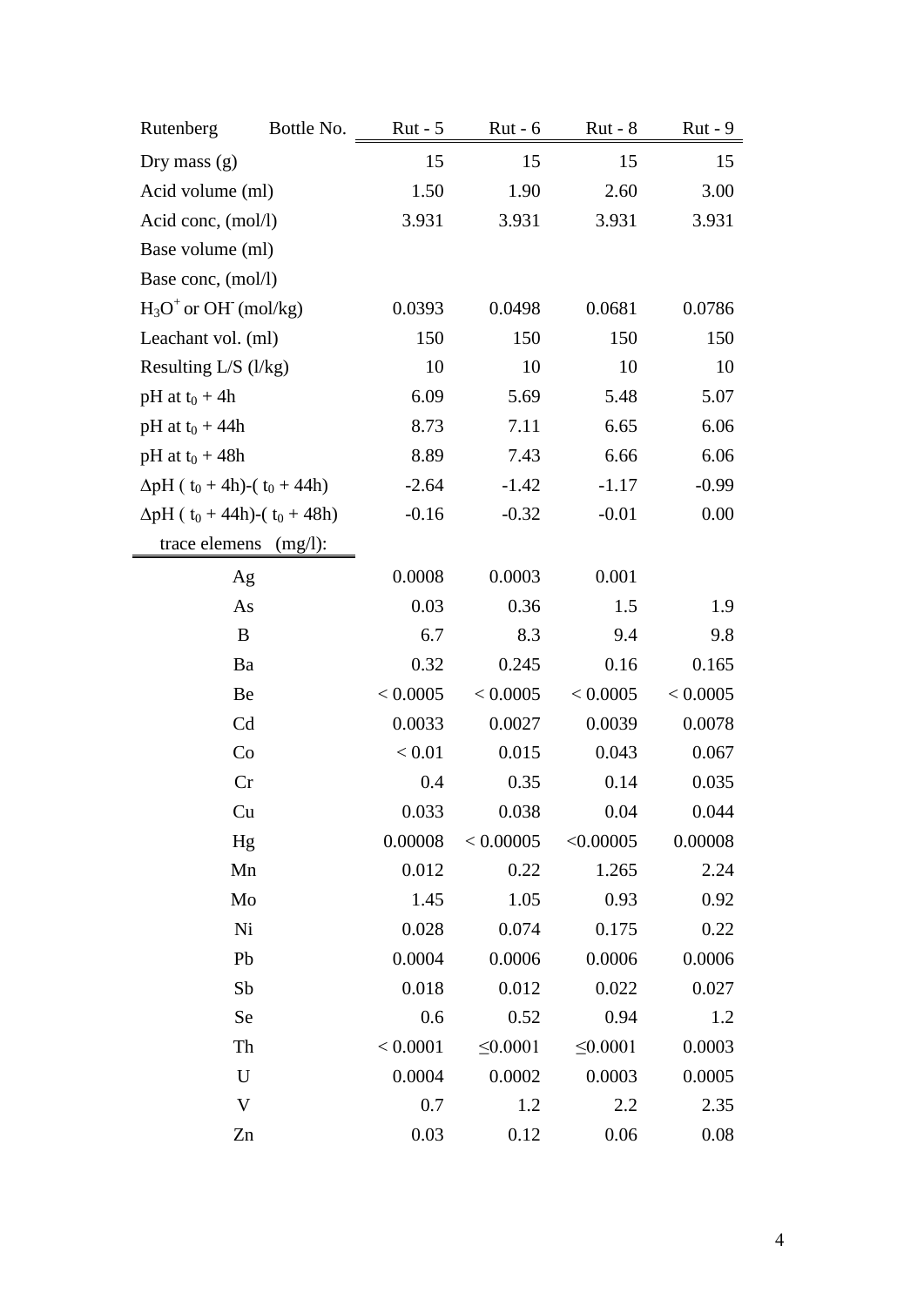| Rutenberg Bottle No. | Rut - 5 | Rut - 6 | Rut - 8 | Rut - 9 |
|---|---|---|---|---|
| Dry mass (g) | 15 | 15 | 15 | 15 |
| Acid volume (ml) | 1.50 | 1.90 | 2.60 | 3.00 |
| Acid conc, (mol/l) | 3.931 | 3.931 | 3.931 | 3.931 |
| Base volume (ml) | | | | |
| Base conc, (mol/l) | | | | |
| $H_3O^+$ or $OH^-$ (mol/kg) | 0.0393 | 0.0498 | 0.0681 | 0.0786 |
| Leachant vol. (ml) | 150 | 150 | 150 | 150 |
| Resulting L/S (l/kg) | 10 | 10 | 10 | 10 |
| pH at $t_0$ + 4h | 6.09 | 5.69 | 5.48 | 5.07 |
| pH at $t_0$ + 44h | 8.73 | 7.11 | 6.65 | 6.06 |
| pH at $t_0$ + 48h | 8.89 | 7.43 | 6.66 | 6.06 |
| $\Delta$pH ( $t_0$ + 4h)-( $t_0$ + 44h) | -2.64 | -1.42 | -1.17 | -0.99 |
| $\Delta$pH ( $t_0$ + 44h)-( $t_0$ + 48h) | -0.16 | -0.32 | -0.01 | 0.00 |
| trace elemens (mg/l): | | | | |
| Ag | 0.0008 | 0.0003 | 0.001 | |
| As | 0.03 | 0.36 | 1.5 | 1.9 |
| B | 6.7 | 8.3 | 9.4 | 9.8 |
| Ba | 0.32 | 0.245 | 0.16 | 0.165 |
| Be | < 0.0005 | < 0.0005 | < 0.0005 | < 0.0005 |
| Cd | 0.0033 | 0.0027 | 0.0039 | 0.0078 |
| Co | < 0.01 | 0.015 | 0.043 | 0.067 |
| Cr | 0.4 | 0.35 | 0.14 | 0.035 |
| Cu | 0.033 | 0.038 | 0.04 | 0.044 |
| Hg | 0.00008 | < 0.00005 | <0.00005 | 0.00008 |
| Mn | 0.012 | 0.22 | 1.265 | 2.24 |
| Mo | 1.45 | 1.05 | 0.93 | 0.92 |
| Ni | 0.028 | 0.074 | 0.175 | 0.22 |
| Pb | 0.0004 | 0.0006 | 0.0006 | 0.0006 |
| Sb | 0.018 | 0.012 | 0.022 | 0.027 |
| Se | 0.6 | 0.52 | 0.94 | 1.2 |
| Th | < 0.0001 | ≤0.0001 | ≤0.0001 | 0.0003 |
| U | 0.0004 | 0.0002 | 0.0003 | 0.0005 |
| V | 0.7 | 1.2 | 2.2 | 2.35 |
| Zn | 0.03 | 0.12 | 0.06 | 0.08 |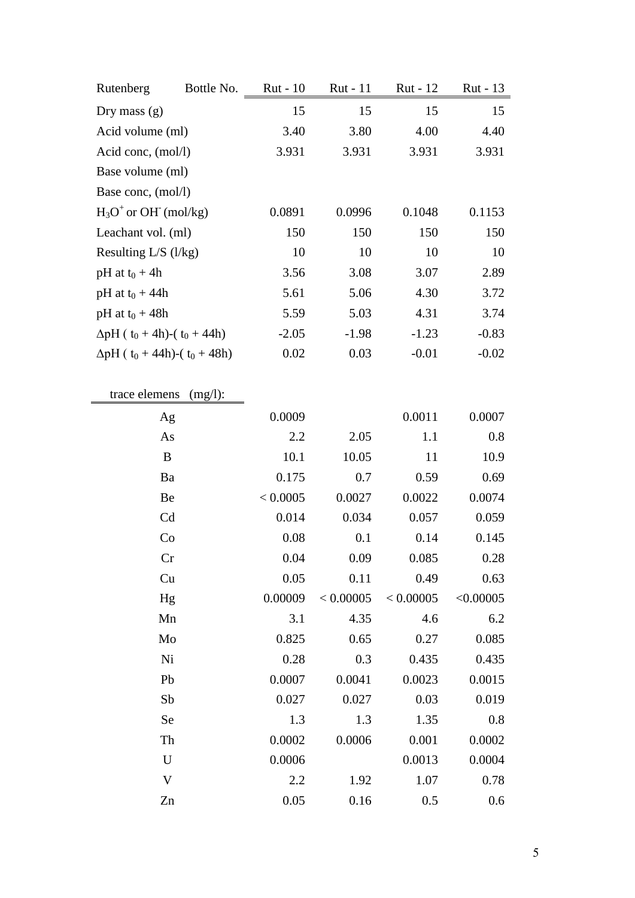| Rutenberg Bottle No. | Rut - 10 | Rut - 11 | Rut - 12 | Rut - 13 |
|---|---|---|---|---|
| Dry mass (g) | 15 | 15 | 15 | 15 |
| Acid volume (ml) | 3.40 | 3.80 | 4.00 | 4.40 |
| Acid conc, (mol/l) | 3.931 | 3.931 | 3.931 | 3.931 |
| Base volume (ml) | | | | |
| Base conc, (mol/l) | | | | |
| $H_3O^+$ or $OH^-$ (mol/kg) | 0.0891 | 0.0996 | 0.1048 | 0.1153 |
| Leachant vol. (ml) | 150 | 150 | 150 | 150 |
| Resulting L/S (l/kg) | 10 | 10 | 10 | 10 |
| pH at $t_0$ + 4h | 3.56 | 3.08 | 3.07 | 2.89 |
| pH at $t_0$ + 44h | 5.61 | 5.06 | 4.30 | 3.72 |
| pH at $t_0$ + 48h | 5.59 | 5.03 | 4.31 | 3.74 |
| ΔpH ( $t_0$ + 4h)-( $t_0$ + 44h) | -2.05 | -1.98 | -1.23 | -0.83 |
| ΔpH ( $t_0$ + 44h)-( $t_0$ + 48h) | 0.02 | 0.03 | -0.01 | -0.02 |

| trace elemens (mg/l): | Rut - 10 | Rut - 11 | Rut - 12 | Rut - 13 |
|---|---|---|---|---|
| Ag | 0.0009 | | 0.0011 | 0.0007 |
| As | 2.2 | 2.05 | 1.1 | 0.8 |
| B | 10.1 | 10.05 | 11 | 10.9 |
| Ba | 0.175 | 0.7 | 0.59 | 0.69 |
| Be | < 0.0005 | 0.0027 | 0.0022 | 0.0074 |
| Cd | 0.014 | 0.034 | 0.057 | 0.059 |
| Co | 0.08 | 0.1 | 0.14 | 0.145 |
| Cr | 0.04 | 0.09 | 0.085 | 0.28 |
| Cu | 0.05 | 0.11 | 0.49 | 0.63 |
| Hg | 0.00009 | < 0.00005 | < 0.00005 | <0.00005 |
| Mn | 3.1 | 4.35 | 4.6 | 6.2 |
| Mo | 0.825 | 0.65 | 0.27 | 0.085 |
| Ni | 0.28 | 0.3 | 0.435 | 0.435 |
| Pb | 0.0007 | 0.0041 | 0.0023 | 0.0015 |
| Sb | 0.027 | 0.027 | 0.03 | 0.019 |
| Se | 1.3 | 1.3 | 1.35 | 0.8 |
| Th | 0.0002 | 0.0006 | 0.001 | 0.0002 |
| U | 0.0006 | | 0.0013 | 0.0004 |
| V | 2.2 | 1.92 | 1.07 | 0.78 |
| Zn | 0.05 | 0.16 | 0.5 | 0.6 |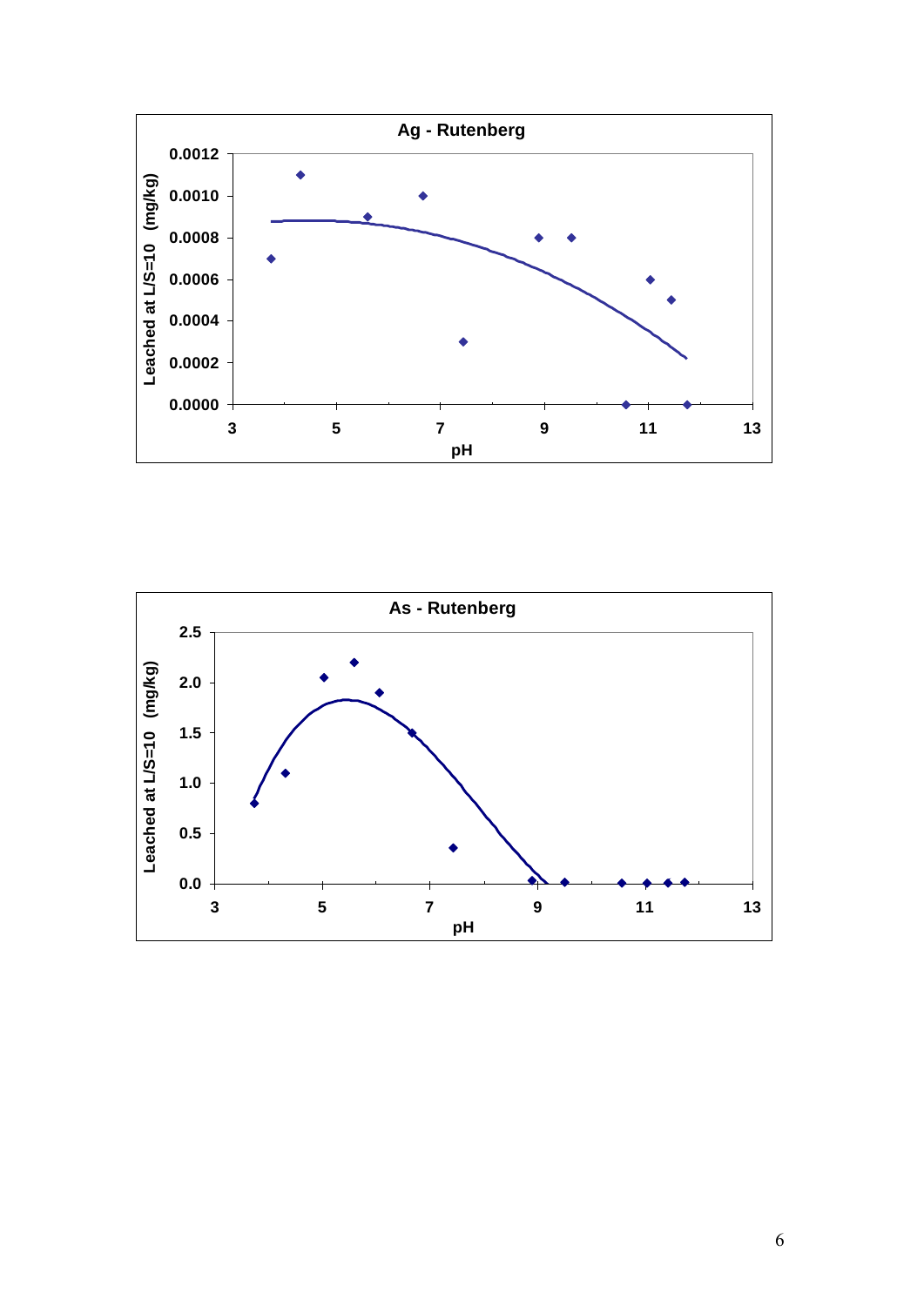**Ag - Rutenberg**

Leached at L/S=10 (mg/kg) vs. pH

**As - Rutenberg**

Leached at L/S=10 (mg/kg) vs. pH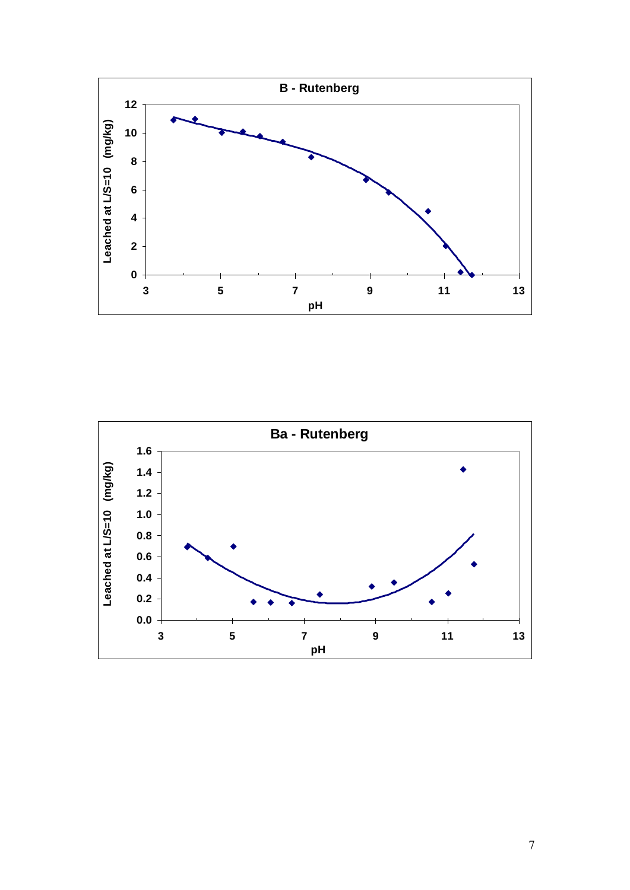**B - Rutenberg**

Leached at L/S=10 (mg/kg)

pH

**Ba - Rutenberg**

Leached at L/S=10 (mg/kg)

pH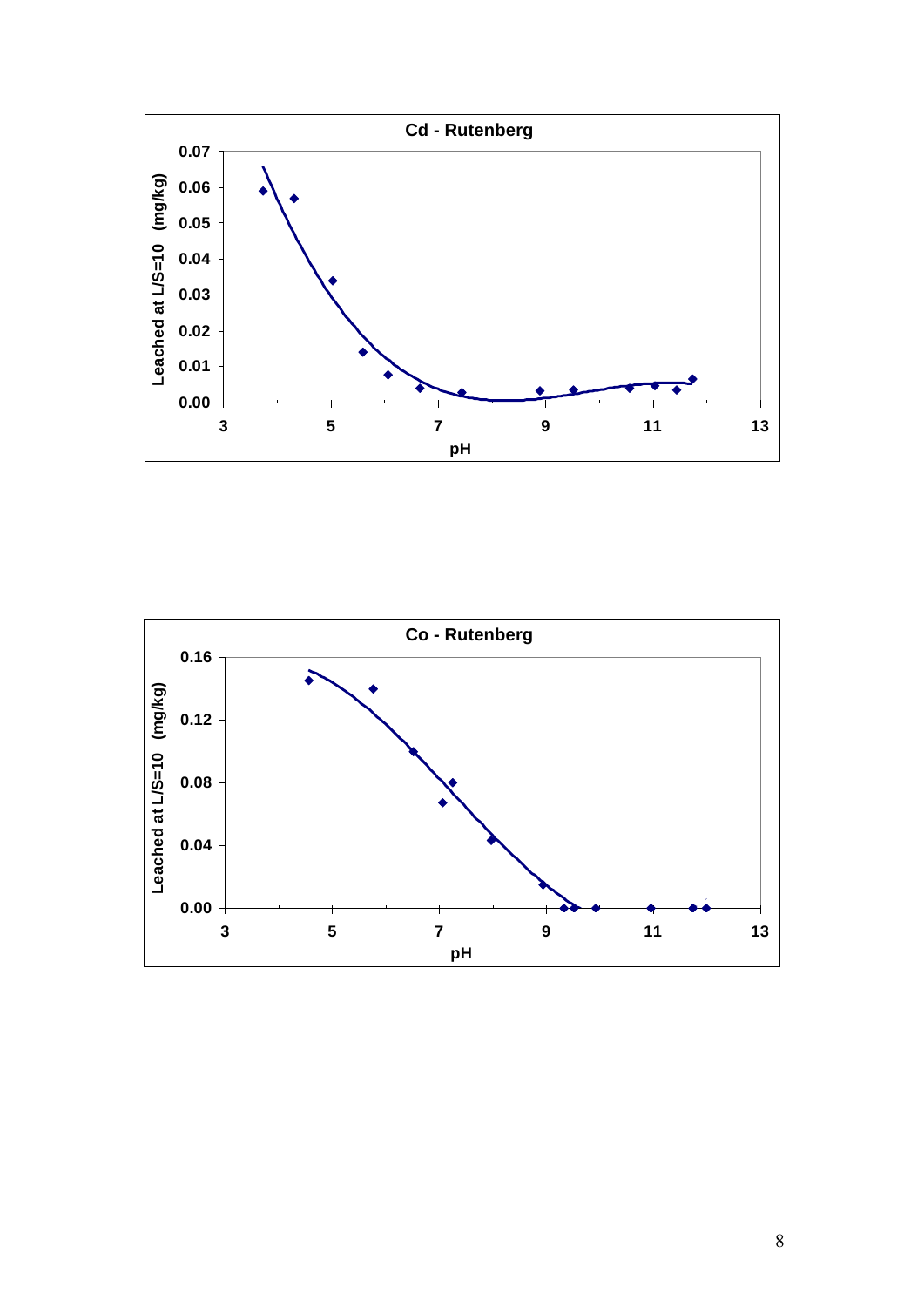**Cd - Rutenberg**

**Co - Rutenberg**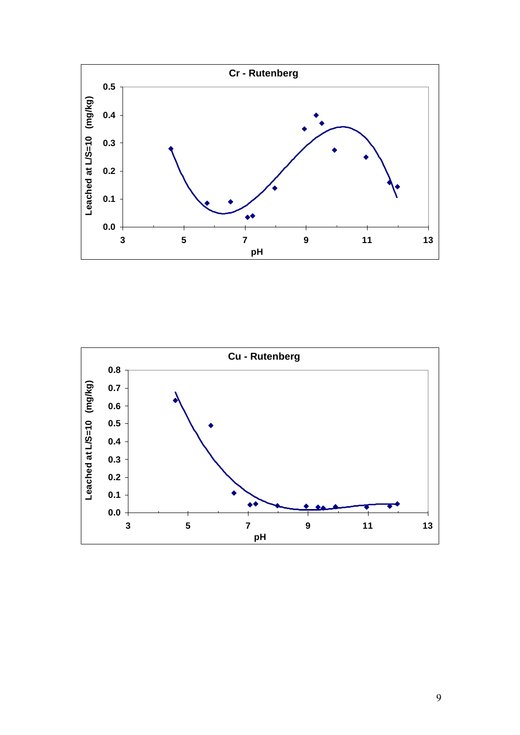**Cr - Rutenberg**

Leached at L/S=10 (mg/kg)

pH

**Cu - Rutenberg**

Leached at L/S=10 (mg/kg)

pH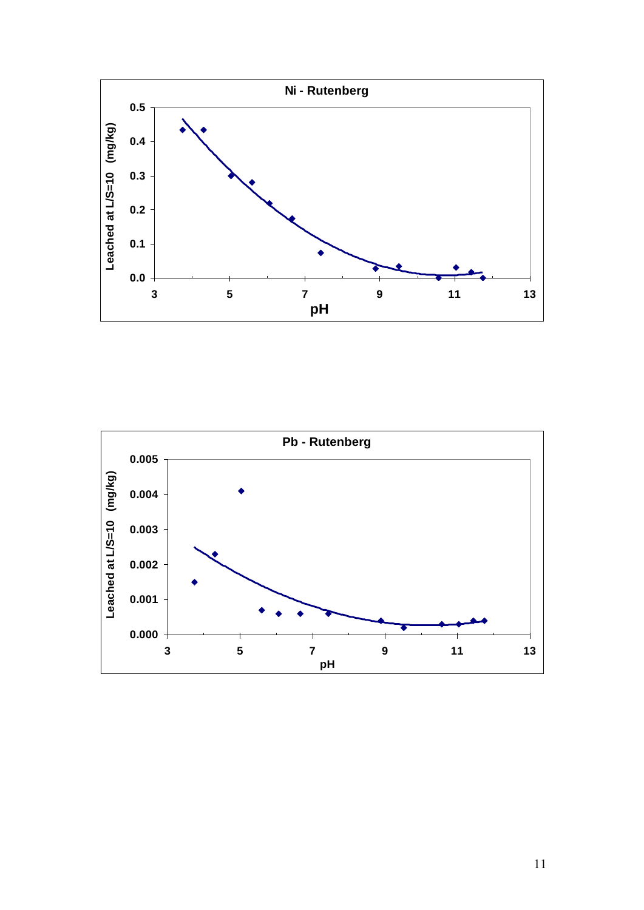**Ni - Rutenberg**

Leached at L/S=10 (mg/kg)

pH

**Pb - Rutenberg**

Leached at L/S=10 (mg/kg)

pH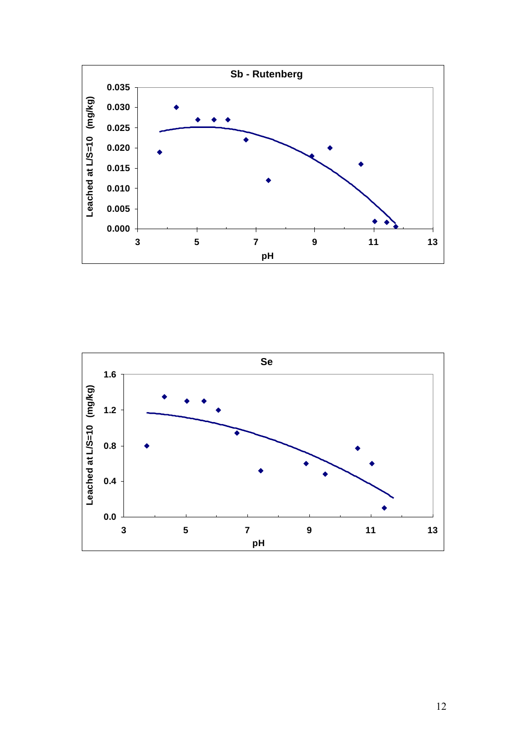**Sb - Rutenberg**

Leached at L/S=10 (mg/kg)

0.035
0.030
0.025
0.020
0.015
0.010
0.005
0.000

3 5 7 9 11 13

pH

**Se**

Leached at L/S=10 (mg/kg)

1.6
1.2
0.8
0.4
0.0

3 5 7 9 11 13

pH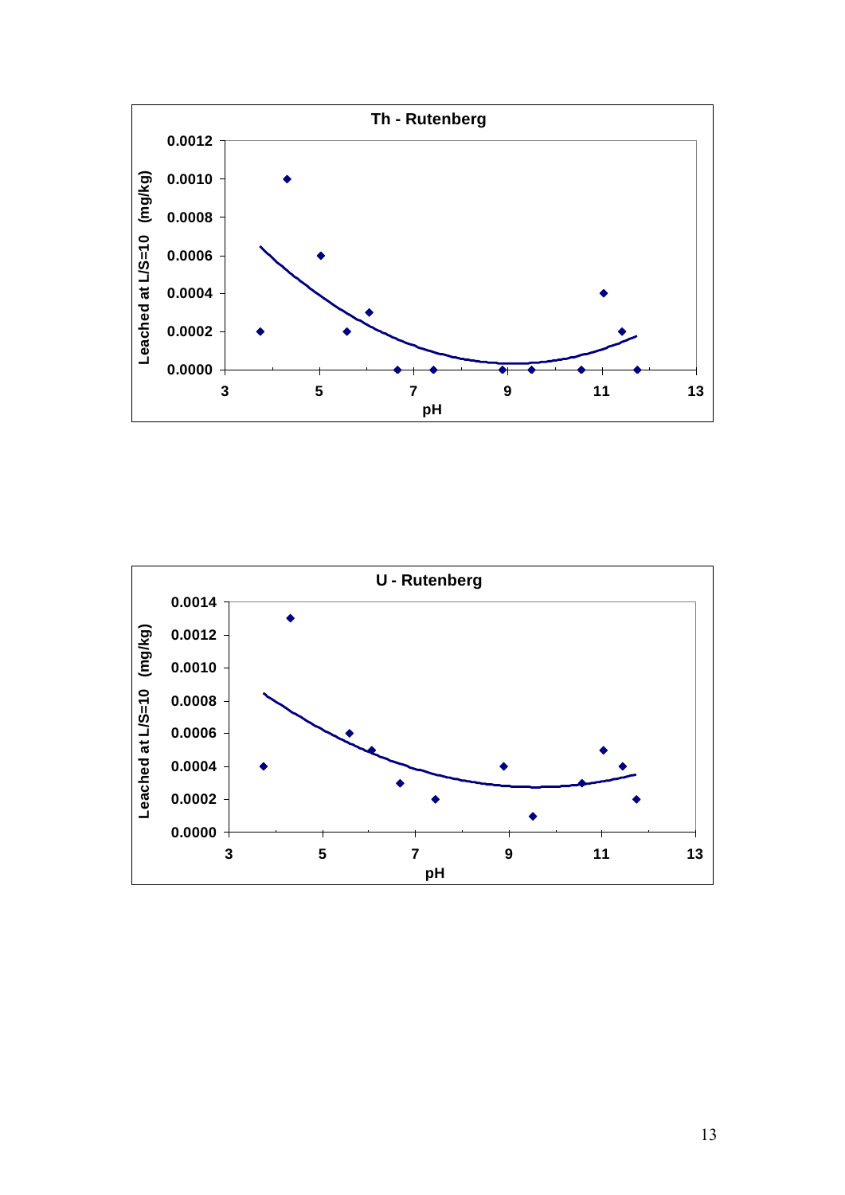**Th - Rutenberg**

Leached at L/S=10 (mg/kg)

0.0012
0.0010
0.0008
0.0006
0.0004
0.0002
0.0000

3 5 7 9 11 13

pH

**U - Rutenberg**

Leached at L/S=10 (mg/kg)

0.0014
0.0012
0.0010
0.0008
0.0006
0.0004
0.0002
0.0000

3 5 7 9 11 13

pH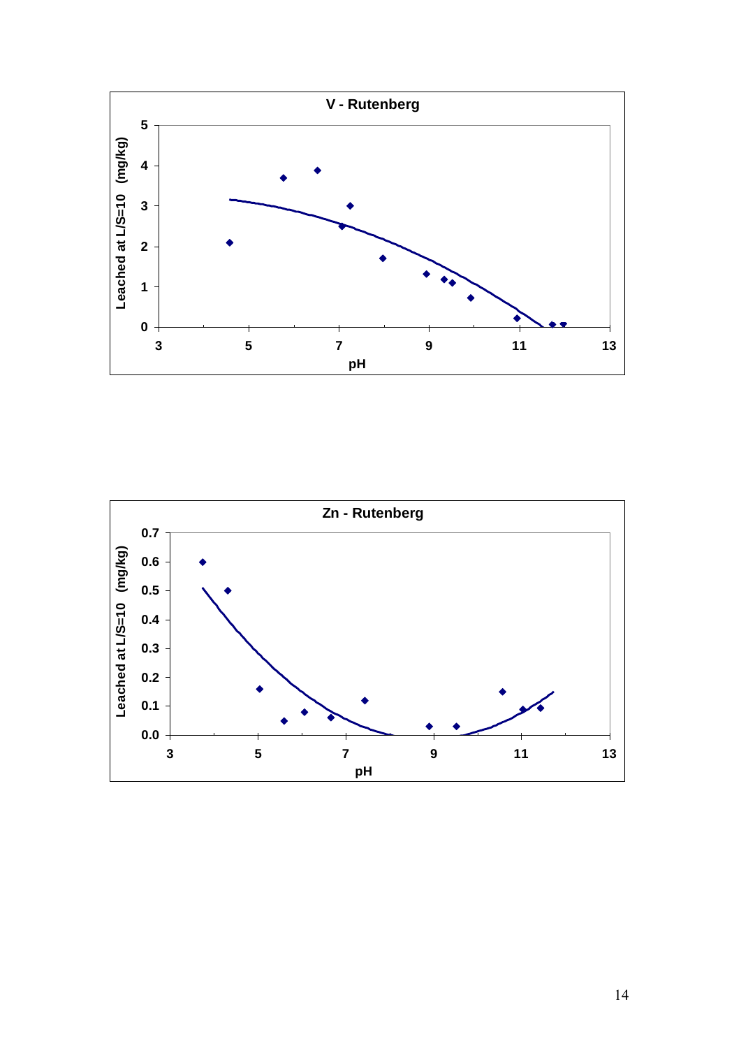**V - Rutenberg**

Leached at L/S=10 (mg/kg)

pH

**Zn - Rutenberg**

Leached at L/S=10 (mg/kg)

pH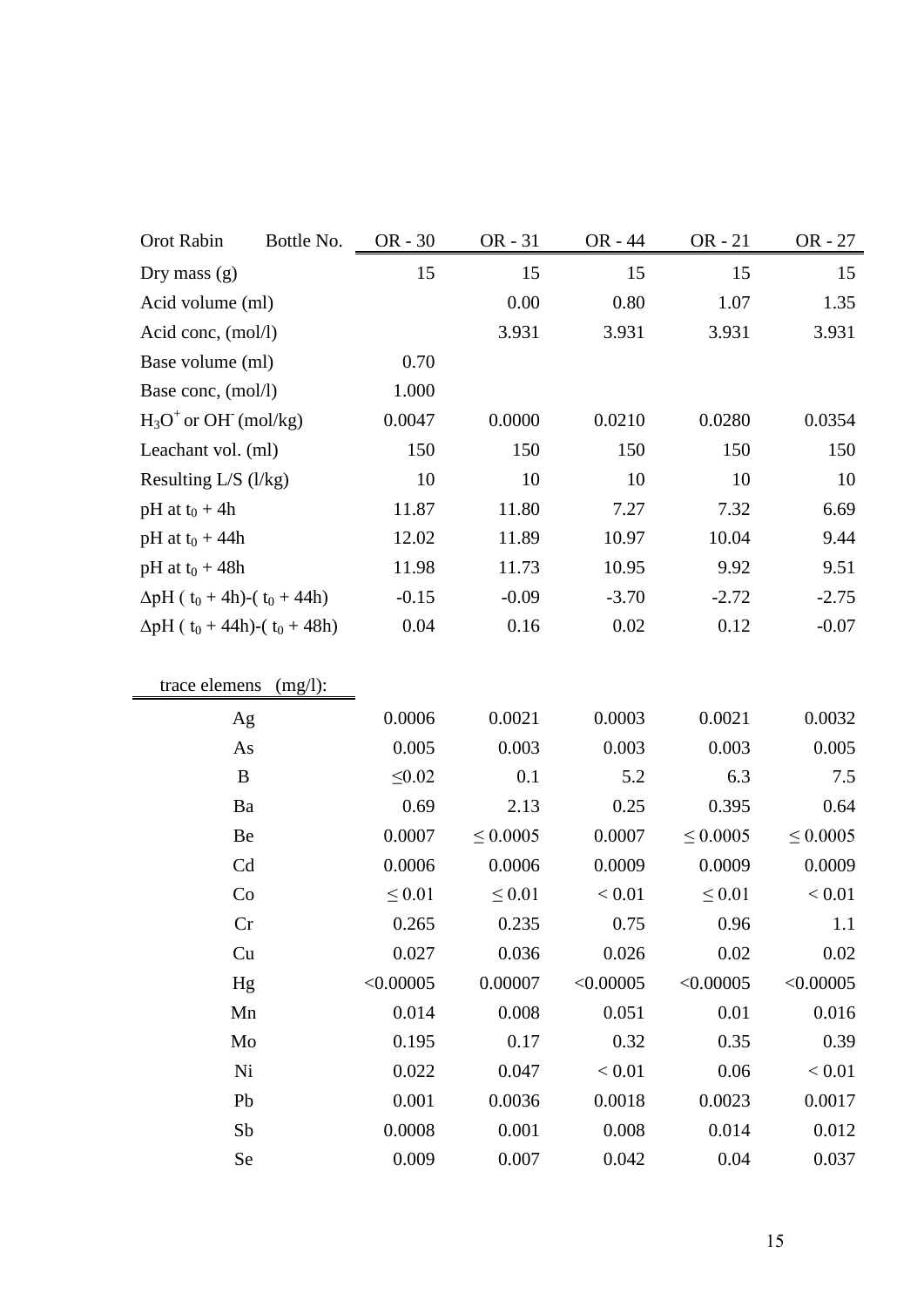| Orot Rabin Bottle No. | OR - 30 | OR - 31 | OR - 44 | OR - 21 | OR - 27 |
|---|---|---|---|---|---|
| Dry mass (g) | 15 | 15 | 15 | 15 | 15 |
| Acid volume (ml) | | 0.00 | 0.80 | 1.07 | 1.35 |
| Acid conc, (mol/l) | | 3.931 | 3.931 | 3.931 | 3.931 |
| Base volume (ml) | 0.70 | | | | |
| Base conc, (mol/l) | 1.000 | | | | |
| $H_3O^+$ or $OH^-$ (mol/kg) | 0.0047 | 0.0000 | 0.0210 | 0.0280 | 0.0354 |
| Leachant vol. (ml) | 150 | 150 | 150 | 150 | 150 |
| Resulting L/S (l/kg) | 10 | 10 | 10 | 10 | 10 |
| pH at $t_0$ + 4h | 11.87 | 11.80 | 7.27 | 7.32 | 6.69 |
| pH at $t_0$ + 44h | 12.02 | 11.89 | 10.97 | 10.04 | 9.44 |
| pH at $t_0$ + 48h | 11.98 | 11.73 | 10.95 | 9.92 | 9.51 |
| ΔpH ( $t_0$ + 4h)-( $t_0$ + 44h) | -0.15 | -0.09 | -3.70 | -2.72 | -2.75 |
| ΔpH ( $t_0$ + 44h)-( $t_0$ + 48h) | 0.04 | 0.16 | 0.02 | 0.12 | -0.07 |
| | | | | | |
| trace elemens (mg/l): | | | | | |
| Ag | 0.0006 | 0.0021 | 0.0003 | 0.0021 | 0.0032 |
| As | 0.005 | 0.003 | 0.003 | 0.003 | 0.005 |
| B | ≤0.02 | 0.1 | 5.2 | 6.3 | 7.5 |
| Ba | 0.69 | 2.13 | 0.25 | 0.395 | 0.64 |
| Be | 0.0007 | ≤ 0.0005 | 0.0007 | ≤ 0.0005 | ≤ 0.0005 |
| Cd | 0.0006 | 0.0006 | 0.0009 | 0.0009 | 0.0009 |
| Co | ≤ 0.01 | ≤ 0.01 | < 0.01 | ≤ 0.01 | < 0.01 |
| Cr | 0.265 | 0.235 | 0.75 | 0.96 | 1.1 |
| Cu | 0.027 | 0.036 | 0.026 | 0.02 | 0.02 |
| Hg | <0.00005 | 0.00007 | <0.00005 | <0.00005 | <0.00005 |
| Mn | 0.014 | 0.008 | 0.051 | 0.01 | 0.016 |
| Mo | 0.195 | 0.17 | 0.32 | 0.35 | 0.39 |
| Ni | 0.022 | 0.047 | < 0.01 | 0.06 | < 0.01 |
| Pb | 0.001 | 0.0036 | 0.0018 | 0.0023 | 0.0017 |
| Sb | 0.0008 | 0.001 | 0.008 | 0.014 | 0.012 |
| Se | 0.009 | 0.007 | 0.042 | 0.04 | 0.037 |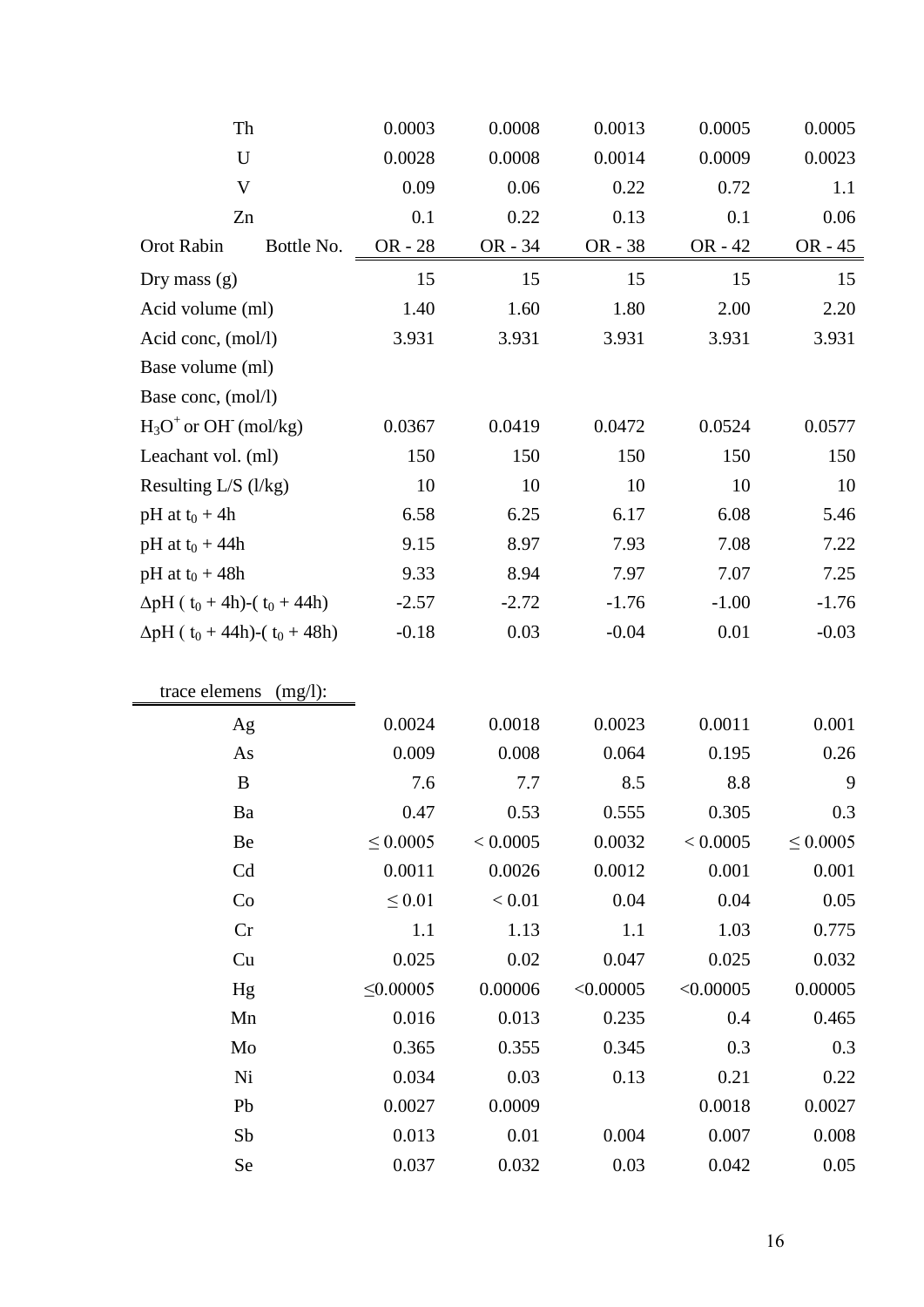| | OR - 28 | OR - 34 | OR - 38 | OR - 42 | OR - 45 |
|---|---|---|---|---|---|
| Th | 0.0003 | 0.0008 | 0.0013 | 0.0005 | 0.0005 |
| U | 0.0028 | 0.0008 | 0.0014 | 0.0009 | 0.0023 |
| V | 0.09 | 0.06 | 0.22 | 0.72 | 1.1 |
| Zn | 0.1 | 0.22 | 0.13 | 0.1 | 0.06 |

| Orot Rabin Bottle No. | OR - 28 | OR - 34 | OR - 38 | OR - 42 | OR - 45 |
|---|---|---|---|---|---|
| Dry mass (g) | 15 | 15 | 15 | 15 | 15 |
| Acid volume (ml) | 1.40 | 1.60 | 1.80 | 2.00 | 2.20 |
| Acid conc, (mol/l) | 3.931 | 3.931 | 3.931 | 3.931 | 3.931 |
| Base volume (ml) | | | | | |
| Base conc, (mol/l) | | | | | |
| $H_3O^+$ or $OH^-$ (mol/kg) | 0.0367 | 0.0419 | 0.0472 | 0.0524 | 0.0577 |
| Leachant vol. (ml) | 150 | 150 | 150 | 150 | 150 |
| Resulting L/S (l/kg) | 10 | 10 | 10 | 10 | 10 |
| pH at $t_0$ + 4h | 6.58 | 6.25 | 6.17 | 6.08 | 5.46 |
| pH at $t_0$ + 44h | 9.15 | 8.97 | 7.93 | 7.08 | 7.22 |
| pH at $t_0$ + 48h | 9.33 | 8.94 | 7.97 | 7.07 | 7.25 |
| ΔpH ( $t_0$ + 4h)-( $t_0$ + 44h) | -2.57 | -2.72 | -1.76 | -1.00 | -1.76 |
| ΔpH ( $t_0$ + 44h)-( $t_0$ + 48h) | -0.18 | 0.03 | -0.04 | 0.01 | -0.03 |

| trace elemens (mg/l): | | | | | |
|---|---|---|---|---|---|
| Ag | 0.0024 | 0.0018 | 0.0023 | 0.0011 | 0.001 |
| As | 0.009 | 0.008 | 0.064 | 0.195 | 0.26 |
| B | 7.6 | 7.7 | 8.5 | 8.8 | 9 |
| Ba | 0.47 | 0.53 | 0.555 | 0.305 | 0.3 |
| Be | ≤ 0.0005 | < 0.0005 | 0.0032 | < 0.0005 | ≤ 0.0005 |
| Cd | 0.0011 | 0.0026 | 0.0012 | 0.001 | 0.001 |
| Co | ≤ 0.01 | < 0.01 | 0.04 | 0.04 | 0.05 |
| Cr | 1.1 | 1.13 | 1.1 | 1.03 | 0.775 |
| Cu | 0.025 | 0.02 | 0.047 | 0.025 | 0.032 |
| Hg | ≤0.00005 | 0.00006 | <0.00005 | <0.00005 | 0.00005 |
| Mn | 0.016 | 0.013 | 0.235 | 0.4 | 0.465 |
| Mo | 0.365 | 0.355 | 0.345 | 0.3 | 0.3 |
| Ni | 0.034 | 0.03 | 0.13 | 0.21 | 0.22 |
| Pb | 0.0027 | 0.0009 | | 0.0018 | 0.0027 |
| Sb | 0.013 | 0.01 | 0.004 | 0.007 | 0.008 |
| Se | 0.037 | 0.032 | 0.03 | 0.042 | 0.05 |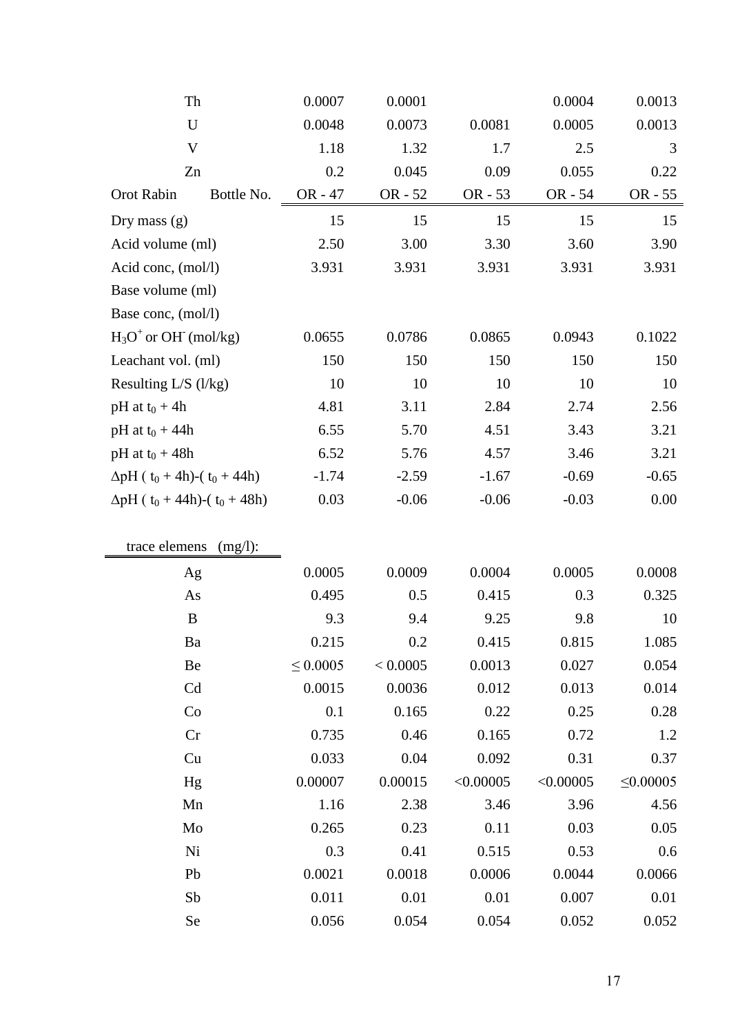| | | | | | |
|---|---|---|---|---|---|
| Th | 0.0007 | 0.0001 | | 0.0004 | 0.0013 |
| U | 0.0048 | 0.0073 | 0.0081 | 0.0005 | 0.0013 |
| V | 1.18 | 1.32 | 1.7 | 2.5 | 3 |
| Zn | 0.2 | 0.045 | 0.09 | 0.055 | 0.22 |

| Orot Rabin Bottle No. | OR - 47 | OR - 52 | OR - 53 | OR - 54 | OR - 55 |
|---|---|---|---|---|---|
| Dry mass (g) | 15 | 15 | 15 | 15 | 15 |
| Acid volume (ml) | 2.50 | 3.00 | 3.30 | 3.60 | 3.90 |
| Acid conc, (mol/l) | 3.931 | 3.931 | 3.931 | 3.931 | 3.931 |
| Base volume (ml) | | | | | |
| Base conc, (mol/l) | | | | | |
| $H_3O^+$ or $OH^-$ (mol/kg) | 0.0655 | 0.0786 | 0.0865 | 0.0943 | 0.1022 |
| Leachant vol. (ml) | 150 | 150 | 150 | 150 | 150 |
| Resulting L/S (l/kg) | 10 | 10 | 10 | 10 | 10 |
| pH at $t_0$ + 4h | 4.81 | 3.11 | 2.84 | 2.74 | 2.56 |
| pH at $t_0$ + 44h | 6.55 | 5.70 | 4.51 | 3.43 | 3.21 |
| pH at $t_0$ + 48h | 6.52 | 5.76 | 4.57 | 3.46 | 3.21 |
| ΔpH ( $t_0$ + 4h)-( $t_0$ + 44h) | -1.74 | -2.59 | -1.67 | -0.69 | -0.65 |
| ΔpH ( $t_0$ + 44h)-( $t_0$ + 48h) | 0.03 | -0.06 | -0.06 | -0.03 | 0.00 |
| | | | | | |
| trace elemens (mg/l): | | | | | |
| Ag | 0.0005 | 0.0009 | 0.0004 | 0.0005 | 0.0008 |
| As | 0.495 | 0.5 | 0.415 | 0.3 | 0.325 |
| B | 9.3 | 9.4 | 9.25 | 9.8 | 10 |
| Ba | 0.215 | 0.2 | 0.415 | 0.815 | 1.085 |
| Be | ≤ 0.0005 | < 0.0005 | 0.0013 | 0.027 | 0.054 |
| Cd | 0.0015 | 0.0036 | 0.012 | 0.013 | 0.014 |
| Co | 0.1 | 0.165 | 0.22 | 0.25 | 0.28 |
| Cr | 0.735 | 0.46 | 0.165 | 0.72 | 1.2 |
| Cu | 0.033 | 0.04 | 0.092 | 0.31 | 0.37 |
| Hg | 0.00007 | 0.00015 | <0.00005 | <0.00005 | ≤0.00005 |
| Mn | 1.16 | 2.38 | 3.46 | 3.96 | 4.56 |
| Mo | 0.265 | 0.23 | 0.11 | 0.03 | 0.05 |
| Ni | 0.3 | 0.41 | 0.515 | 0.53 | 0.6 |
| Pb | 0.0021 | 0.0018 | 0.0006 | 0.0044 | 0.0066 |
| Sb | 0.011 | 0.01 | 0.01 | 0.007 | 0.01 |
| Se | 0.056 | 0.054 | 0.054 | 0.052 | 0.052 |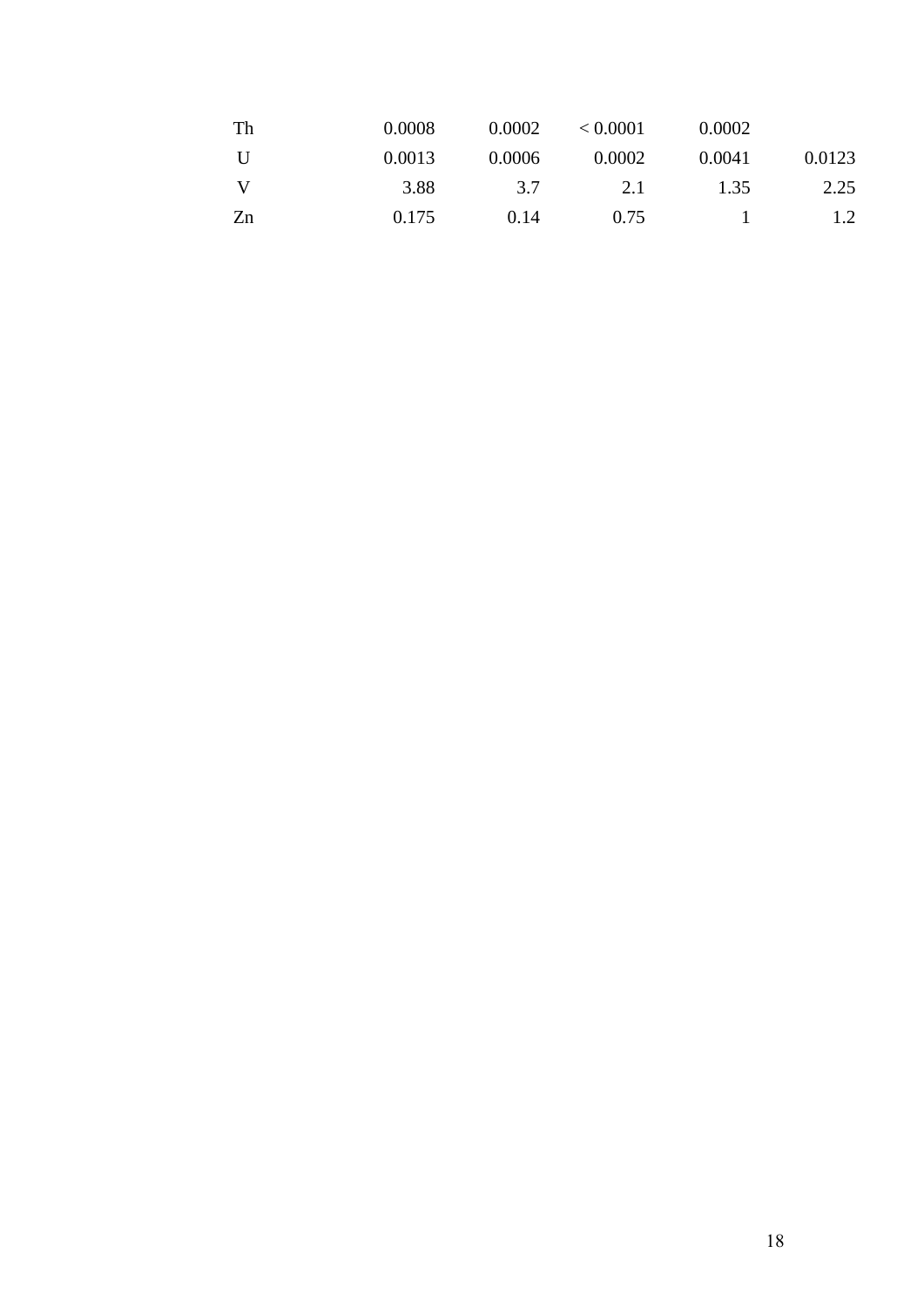| | | | | | |
|---|---|---|---|---|---|
| Th | 0.0008 | 0.0002 | < 0.0001 | 0.0002 | |
| U | 0.0013 | 0.0006 | 0.0002 | 0.0041 | 0.0123 |
| V | 3.88 | 3.7 | 2.1 | 1.35 | 2.25 |
| Zn | 0.175 | 0.14 | 0.75 | 1 | 1.2 |